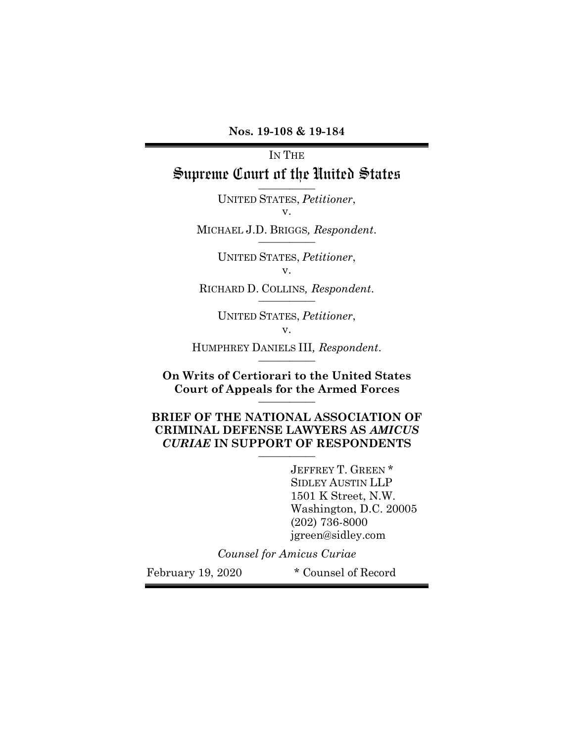**Nos. 19-108 & 19-184**

IN THE

# Supreme Court of the United States

UNITED STATES, *Petitioner*,
v.
MICHAEL J.D. BRIGGS*, Respondent*.

UNITED STATES, *Petitioner*,
v.
RICHARD D. COLLINS*, Respondent*.

UNITED STATES, *Petitioner*,
v.
HUMPHREY DANIELS III*, Respondent*.

**On Writs of Certiorari to the United States Court of Appeals for the Armed Forces**

**BRIEF OF THE NATIONAL ASSOCIATION OF CRIMINAL DEFENSE LAWYERS AS *AMICUS CURIAE* IN SUPPORT OF RESPONDENTS**

JEFFREY T. GREEN *
SIDLEY AUSTIN LLP
1501 K Street, N.W.
Washington, D.C. 20005
(202) 736-8000
jgreen@sidley.com

*Counsel for Amicus Curiae*

February 19, 2020

* Counsel of Record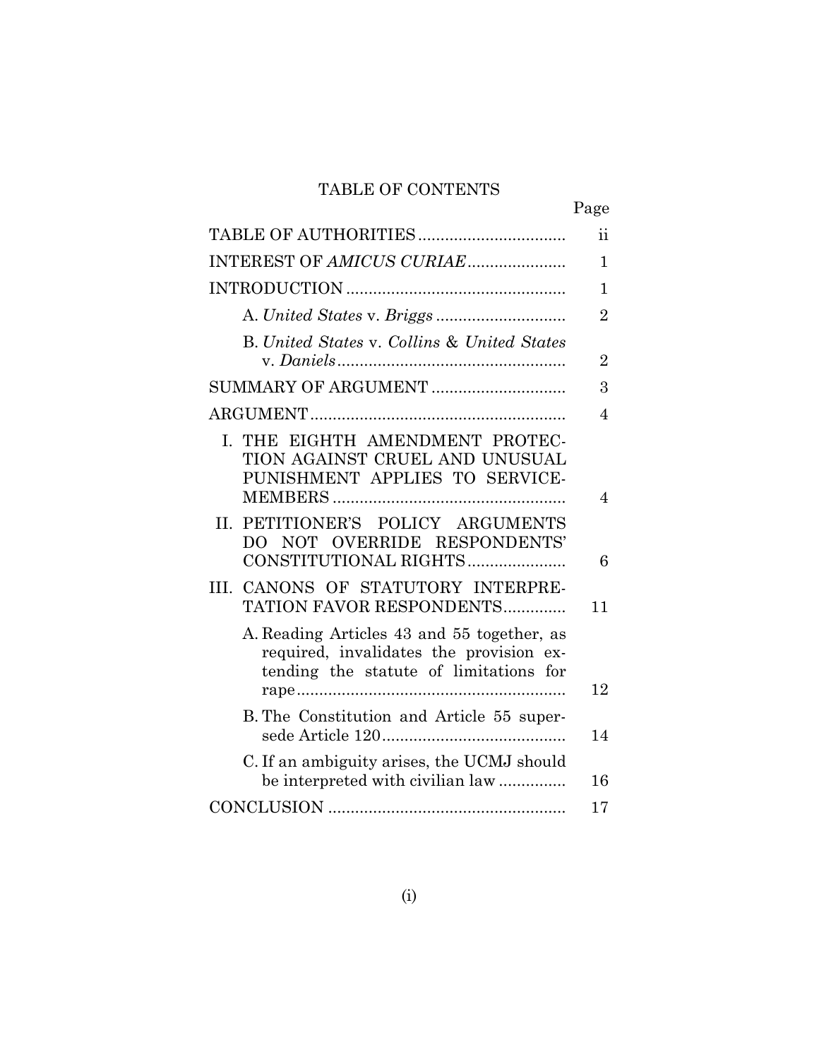# TABLE OF CONTENTS

| | Page |
|---|---|
| TABLE OF AUTHORITIES | ii |
| INTEREST OF *AMICUS CURIAE* | 1 |
| INTRODUCTION | 1 |
| A. *United States* v. *Briggs* | 2 |
| B. *United States* v. *Collins* & *United States* v. *Daniels* | 2 |
| SUMMARY OF ARGUMENT | 3 |
| ARGUMENT | 4 |
| I. THE EIGHTH AMENDMENT PROTECTION AGAINST CRUEL AND UNUSUAL PUNISHMENT APPLIES TO SERVICEMEMBERS | 4 |
| II. PETITIONER'S POLICY ARGUMENTS DO NOT OVERRIDE RESPONDENTS' CONSTITUTIONAL RIGHTS | 6 |
| III. CANONS OF STATUTORY INTERPRETATION FAVOR RESPONDENTS | 11 |
| A. Reading Articles 43 and 55 together, as required, invalidates the provision extending the statute of limitations for rape | 12 |
| B. The Constitution and Article 55 supersede Article 120 | 14 |
| C. If an ambiguity arises, the UCMJ should be interpreted with civilian law | 16 |
| CONCLUSION | 17 |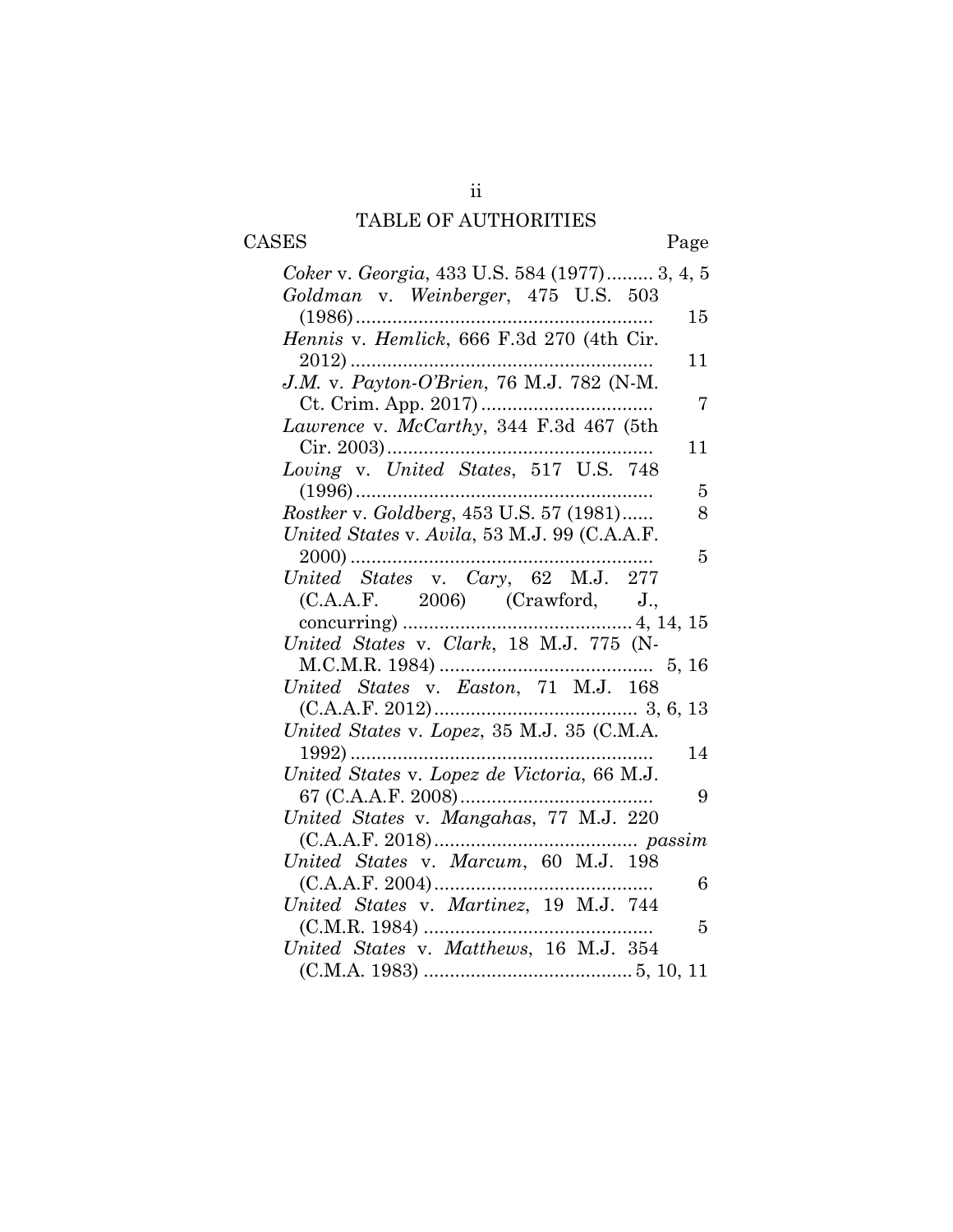# TABLE OF AUTHORITIES

| CASES | Page |
|---|---|
| *Coker* v. *Georgia*, 433 U.S. 584 (1977) | 3, 4, 5 |
| *Goldman* v. *Weinberger*, 475 U.S. 503 (1986) | 15 |
| *Hennis* v. *Hemlick*, 666 F.3d 270 (4th Cir. 2012) | 11 |
| *J.M.* v. *Payton-O'Brien*, 76 M.J. 782 (N-M. Ct. Crim. App. 2017) | 7 |
| *Lawrence* v. *McCarthy*, 344 F.3d 467 (5th Cir. 2003) | 11 |
| *Loving* v. *United States*, 517 U.S. 748 (1996) | 5 |
| *Rostker* v. *Goldberg*, 453 U.S. 57 (1981) | 8 |
| *United States* v. *Avila*, 53 M.J. 99 (C.A.A.F. 2000) | 5 |
| *United States* v. *Cary*, 62 M.J. 277 (C.A.A.F. 2006) (Crawford, J., concurring) | 4, 14, 15 |
| *United States* v. *Clark*, 18 M.J. 775 (N-M.C.M.R. 1984) | 5, 16 |
| *United States* v. *Easton*, 71 M.J. 168 (C.A.A.F. 2012) | 3, 6, 13 |
| *United States* v. *Lopez*, 35 M.J. 35 (C.M.A. 1992) | 14 |
| *United States* v. *Lopez de Victoria*, 66 M.J. 67 (C.A.A.F. 2008) | 9 |
| *United States* v. *Mangahas*, 77 M.J. 220 (C.A.A.F. 2018) | *passim* |
| *United States* v. *Marcum*, 60 M.J. 198 (C.A.A.F. 2004) | 6 |
| *United States* v. *Martinez*, 19 M.J. 744 (C.M.R. 1984) | 5 |
| *United States* v. *Matthews*, 16 M.J. 354 (C.M.A. 1983) | 5, 10, 11 |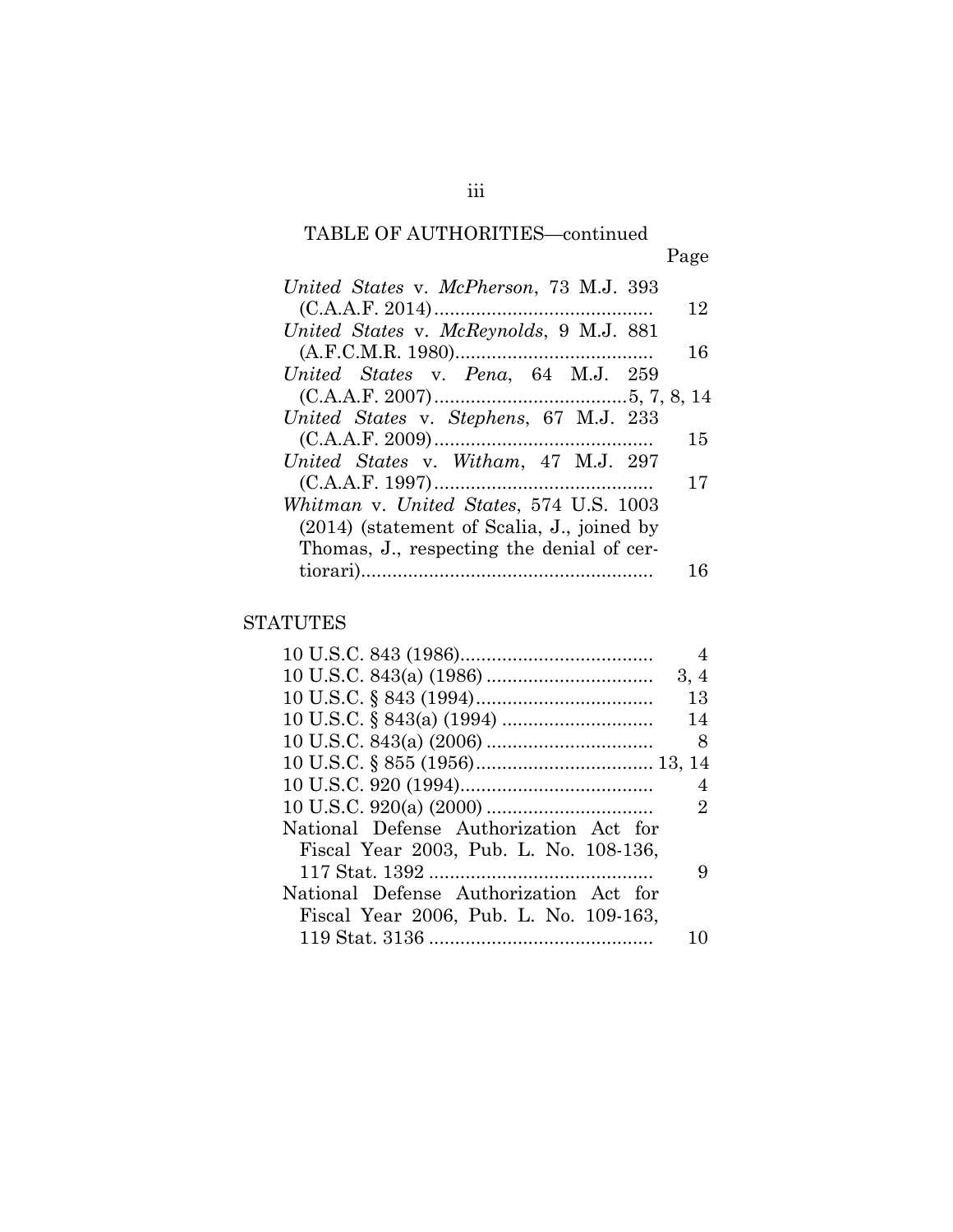TABLE OF AUTHORITIES—continued

| | Page |
|---|---|
| *United States* v. *McPherson*, 73 M.J. 393 (C.A.A.F. 2014) | 12 |
| *United States* v. *McReynolds*, 9 M.J. 881 (A.F.C.M.R. 1980) | 16 |
| *United States* v. *Pena*, 64 M.J. 259 (C.A.A.F. 2007) | 5, 7, 8, 14 |
| *United States* v. *Stephens*, 67 M.J. 233 (C.A.A.F. 2009) | 15 |
| *United States* v. *Witham*, 47 M.J. 297 (C.A.A.F. 1997) | 17 |
| *Whitman* v. *United States*, 574 U.S. 1003 (2014) (statement of Scalia, J., joined by Thomas, J., respecting the denial of certiorari) | 16 |

## STATUTES

| | |
|---|---|
| 10 U.S.C. 843 (1986) | 4 |
| 10 U.S.C. 843(a) (1986) | 3, 4 |
| 10 U.S.C. § 843 (1994) | 13 |
| 10 U.S.C. § 843(a) (1994) | 14 |
| 10 U.S.C. 843(a) (2006) | 8 |
| 10 U.S.C. § 855 (1956) | 13, 14 |
| 10 U.S.C. 920 (1994) | 4 |
| 10 U.S.C. 920(a) (2000) | 2 |
| National Defense Authorization Act for Fiscal Year 2003, Pub. L. No. 108-136, 117 Stat. 1392 | 9 |
| National Defense Authorization Act for Fiscal Year 2006, Pub. L. No. 109-163, 119 Stat. 3136 | 10 |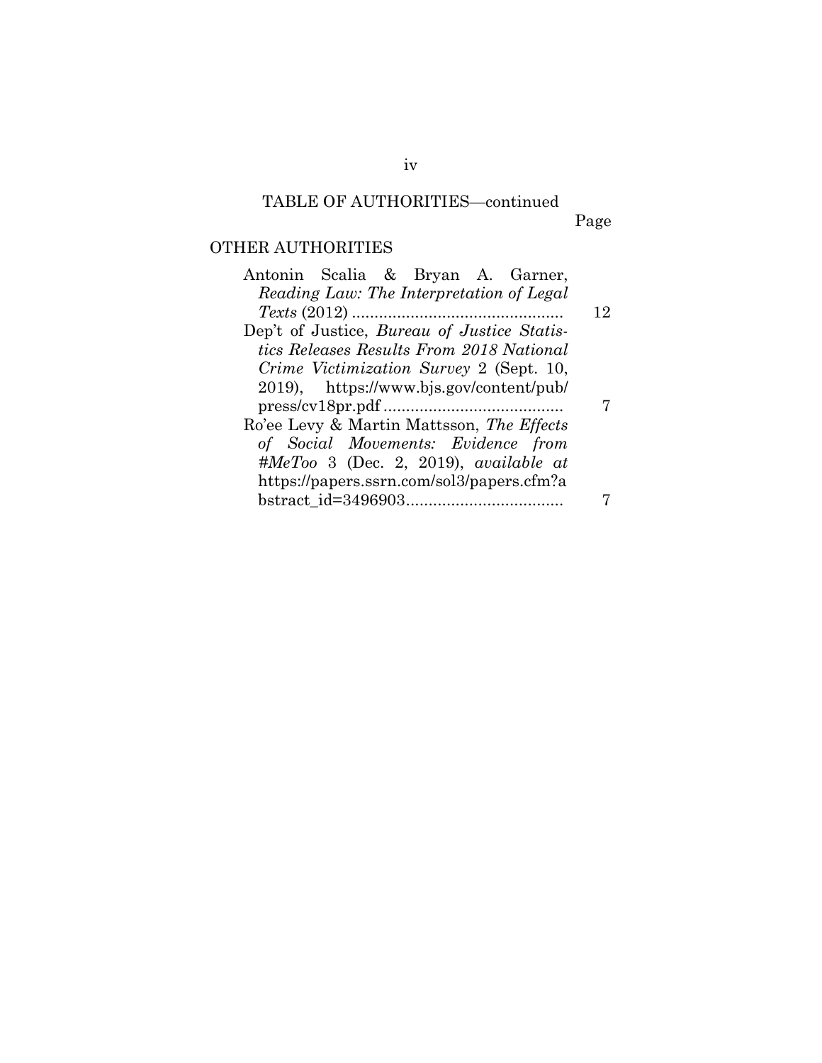TABLE OF AUTHORITIES—continued

| | Page |
|---|---|
| **OTHER AUTHORITIES** | |
| Antonin Scalia & Bryan A. Garner, *Reading Law: The Interpretation of Legal Texts* (2012) | 12 |
| Dep't of Justice, *Bureau of Justice Statistics Releases Results From 2018 National Crime Victimization Survey* 2 (Sept. 10, 2019), https://www.bjs.gov/content/pub/press/cv18pr.pdf | 7 |
| Ro'ee Levy & Martin Mattsson, *The Effects of Social Movements: Evidence from #MeToo* 3 (Dec. 2, 2019), *available at* https://papers.ssrn.com/sol3/papers.cfm?abstract_id=3496903 | 7 |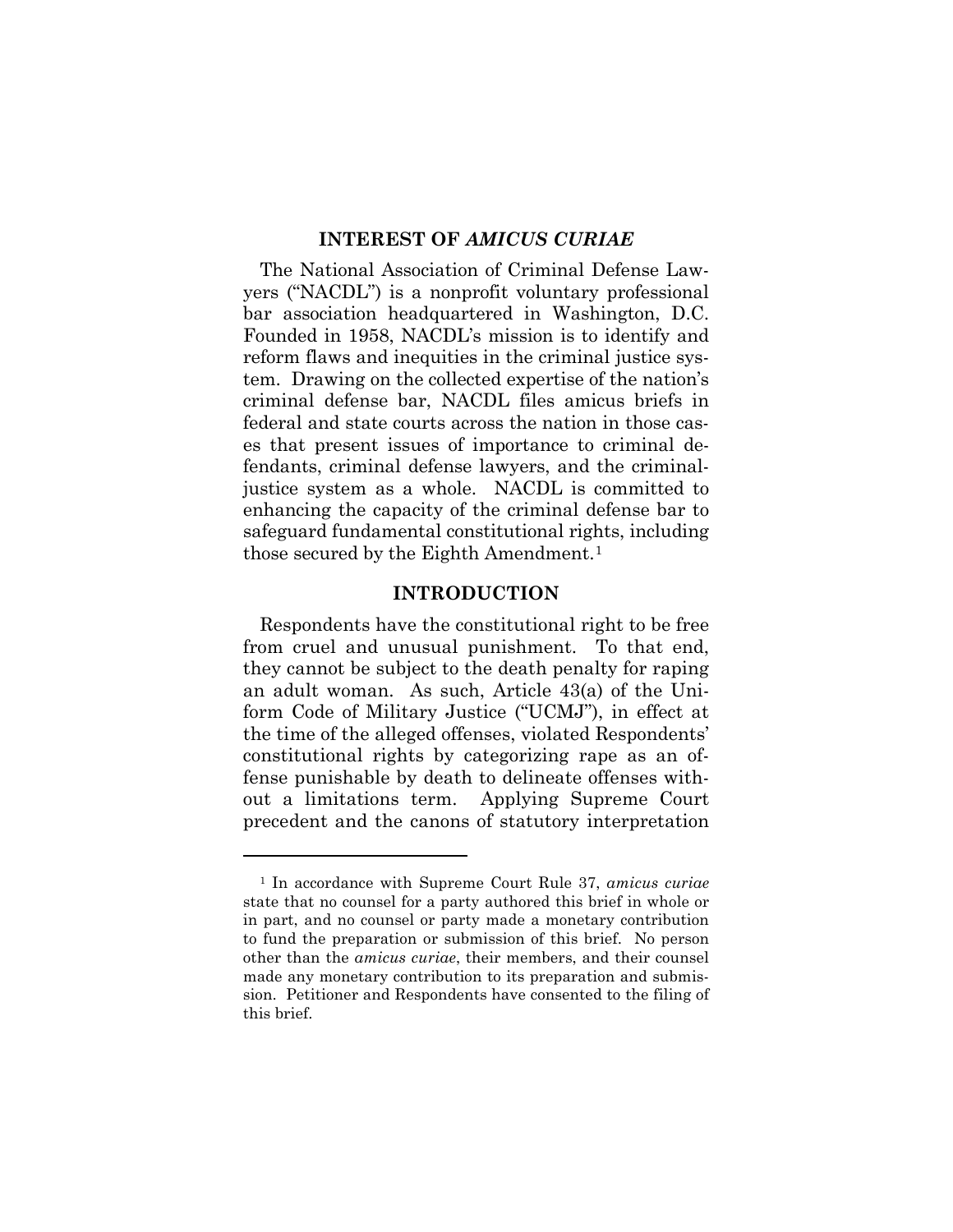## INTEREST OF *AMICUS CURIAE*

The National Association of Criminal Defense Lawyers ("NACDL") is a nonprofit voluntary professional bar association headquartered in Washington, D.C. Founded in 1958, NACDL's mission is to identify and reform flaws and inequities in the criminal justice system. Drawing on the collected expertise of the nation's criminal defense bar, NACDL files amicus briefs in federal and state courts across the nation in those cases that present issues of importance to criminal defendants, criminal defense lawyers, and the criminal-justice system as a whole. NACDL is committed to enhancing the capacity of the criminal defense bar to safeguard fundamental constitutional rights, including those secured by the Eighth Amendment.[1]

## INTRODUCTION

Respondents have the constitutional right to be free from cruel and unusual punishment. To that end, they cannot be subject to the death penalty for raping an adult woman. As such, Article 43(a) of the Uniform Code of Military Justice ("UCMJ"), in effect at the time of the alleged offenses, violated Respondents' constitutional rights by categorizing rape as an offense punishable by death to delineate offenses without a limitations term. Applying Supreme Court precedent and the canons of statutory interpretation

---

[1] In accordance with Supreme Court Rule 37, *amicus curiae* state that no counsel for a party authored this brief in whole or in part, and no counsel or party made a monetary contribution to fund the preparation or submission of this brief. No person other than the *amicus curiae*, their members, and their counsel made any monetary contribution to its preparation and submission. Petitioner and Respondents have consented to the filing of this brief.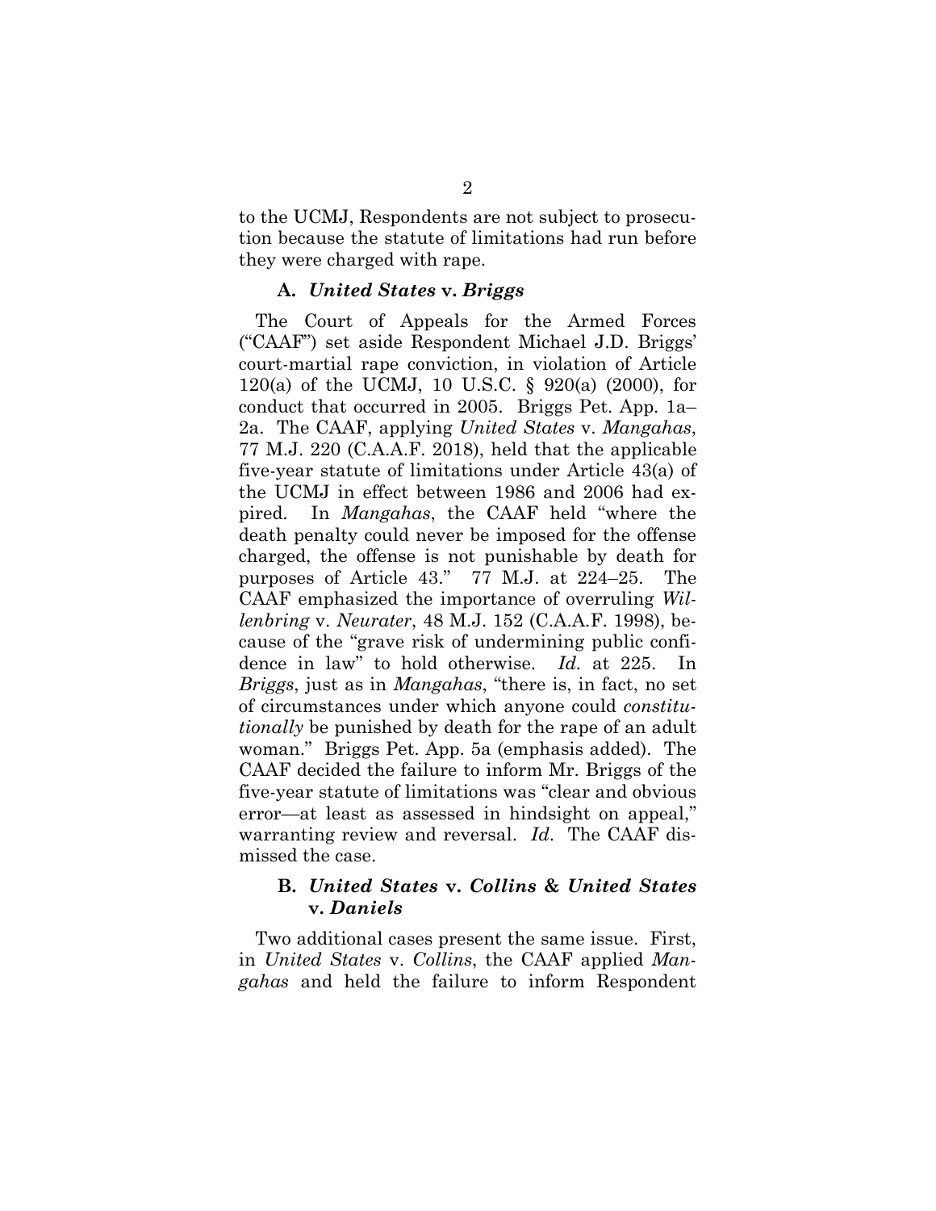to the UCMJ, Respondents are not subject to prosecution because the statute of limitations had run before they were charged with rape.

### A. *United States* v. *Briggs*

The Court of Appeals for the Armed Forces ("CAAF") set aside Respondent Michael J.D. Briggs' court-martial rape conviction, in violation of Article 120(a) of the UCMJ, 10 U.S.C. § 920(a) (2000), for conduct that occurred in 2005. Briggs Pet. App. 1a–2a. The CAAF, applying *United States* v. *Mangahas*, 77 M.J. 220 (C.A.A.F. 2018), held that the applicable five-year statute of limitations under Article 43(a) of the UCMJ in effect between 1986 and 2006 had expired. In *Mangahas*, the CAAF held "where the death penalty could never be imposed for the offense charged, the offense is not punishable by death for purposes of Article 43." 77 M.J. at 224–25. The CAAF emphasized the importance of overruling *Willenbring* v. *Neurater*, 48 M.J. 152 (C.A.A.F. 1998), because of the "grave risk of undermining public confidence in law" to hold otherwise. *Id*. at 225. In *Briggs*, just as in *Mangahas*, "there is, in fact, no set of circumstances under which anyone could *constitutionally* be punished by death for the rape of an adult woman." Briggs Pet. App. 5a (emphasis added). The CAAF decided the failure to inform Mr. Briggs of the five-year statute of limitations was "clear and obvious error—at least as assessed in hindsight on appeal," warranting review and reversal. *Id*. The CAAF dismissed the case.

### B. *United States* v. *Collins* & *United States* v. *Daniels*

Two additional cases present the same issue. First, in *United States* v. *Collins*, the CAAF applied *Mangahas* and held the failure to inform Respondent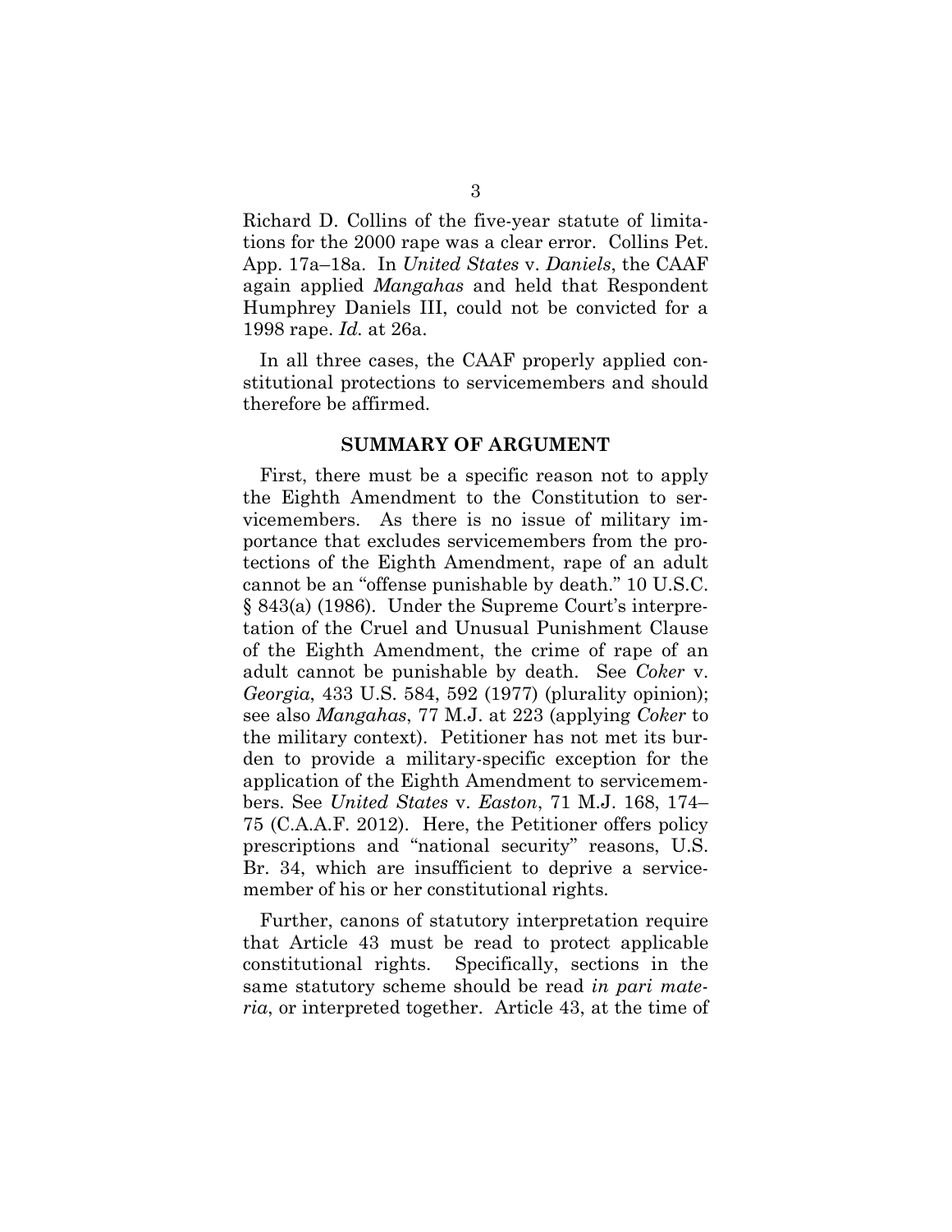Richard D. Collins of the five-year statute of limitations for the 2000 rape was a clear error. Collins Pet. App. 17a–18a. In *United States* v. *Daniels*, the CAAF again applied *Mangahas* and held that Respondent Humphrey Daniels III, could not be convicted for a 1998 rape. *Id.* at 26a.

In all three cases, the CAAF properly applied constitutional protections to servicemembers and should therefore be affirmed.

## SUMMARY OF ARGUMENT

First, there must be a specific reason not to apply the Eighth Amendment to the Constitution to servicemembers. As there is no issue of military importance that excludes servicemembers from the protections of the Eighth Amendment, rape of an adult cannot be an "offense punishable by death." 10 U.S.C. § 843(a) (1986). Under the Supreme Court's interpretation of the Cruel and Unusual Punishment Clause of the Eighth Amendment, the crime of rape of an adult cannot be punishable by death. See *Coker* v. *Georgia*, 433 U.S. 584, 592 (1977) (plurality opinion); see also *Mangahas*, 77 M.J. at 223 (applying *Coker* to the military context). Petitioner has not met its burden to provide a military-specific exception for the application of the Eighth Amendment to servicemembers. See *United States* v. *Easton*, 71 M.J. 168, 174–75 (C.A.A.F. 2012). Here, the Petitioner offers policy prescriptions and "national security" reasons, U.S. Br. 34, which are insufficient to deprive a servicemember of his or her constitutional rights.

Further, canons of statutory interpretation require that Article 43 must be read to protect applicable constitutional rights. Specifically, sections in the same statutory scheme should be read *in pari materia*, or interpreted together. Article 43, at the time of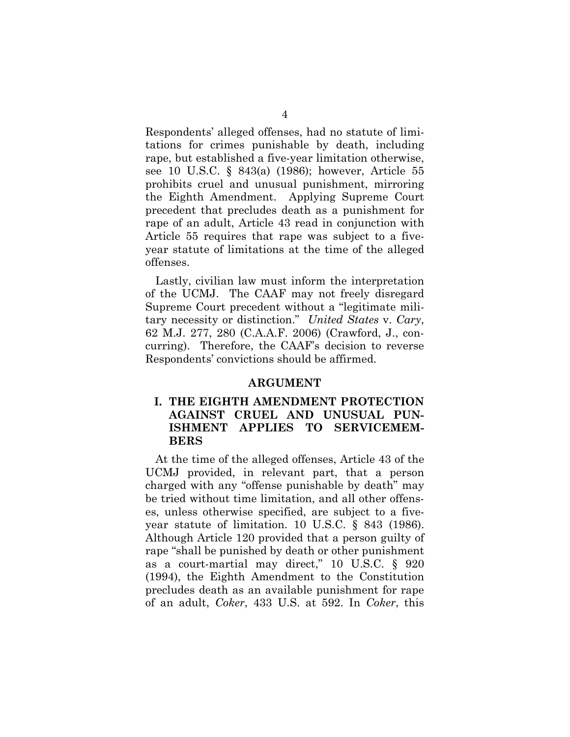Respondents' alleged offenses, had no statute of limitations for crimes punishable by death, including rape, but established a five-year limitation otherwise, see 10 U.S.C. § 843(a) (1986); however, Article 55 prohibits cruel and unusual punishment, mirroring the Eighth Amendment. Applying Supreme Court precedent that precludes death as a punishment for rape of an adult, Article 43 read in conjunction with Article 55 requires that rape was subject to a five-year statute of limitations at the time of the alleged offenses.

Lastly, civilian law must inform the interpretation of the UCMJ. The CAAF may not freely disregard Supreme Court precedent without a "legitimate military necessity or distinction." *United States* v. *Cary*, 62 M.J. 277, 280 (C.A.A.F. 2006) (Crawford, J., concurring). Therefore, the CAAF's decision to reverse Respondents' convictions should be affirmed.

## ARGUMENT

### I. THE EIGHTH AMENDMENT PROTECTION AGAINST CRUEL AND UNUSUAL PUNISHMENT APPLIES TO SERVICEMEMBERS

At the time of the alleged offenses, Article 43 of the UCMJ provided, in relevant part, that a person charged with any "offense punishable by death" may be tried without time limitation, and all other offenses, unless otherwise specified, are subject to a five-year statute of limitation. 10 U.S.C. § 843 (1986). Although Article 120 provided that a person guilty of rape "shall be punished by death or other punishment as a court-martial may direct," 10 U.S.C. § 920 (1994), the Eighth Amendment to the Constitution precludes death as an available punishment for rape of an adult, *Coker*, 433 U.S. at 592. In *Coker*, this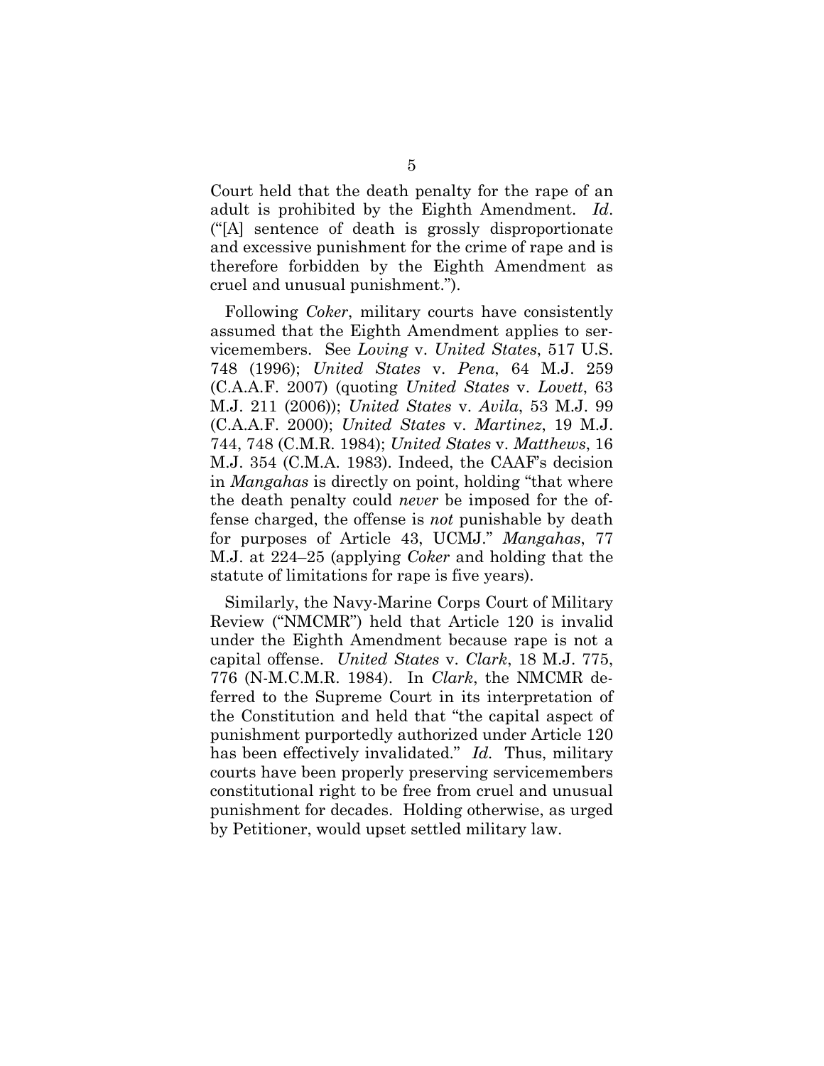Court held that the death penalty for the rape of an adult is prohibited by the Eighth Amendment. *Id*. ("[A] sentence of death is grossly disproportionate and excessive punishment for the crime of rape and is therefore forbidden by the Eighth Amendment as cruel and unusual punishment.").

Following *Coker*, military courts have consistently assumed that the Eighth Amendment applies to servicemembers. See *Loving* v. *United States*, 517 U.S. 748 (1996); *United States* v. *Pena*, 64 M.J. 259 (C.A.A.F. 2007) (quoting *United States* v. *Lovett*, 63 M.J. 211 (2006)); *United States* v. *Avila*, 53 M.J. 99 (C.A.A.F. 2000); *United States* v. *Martinez*, 19 M.J. 744, 748 (C.M.R. 1984); *United States* v. *Matthews*, 16 M.J. 354 (C.M.A. 1983). Indeed, the CAAF's decision in *Mangahas* is directly on point, holding "that where the death penalty could *never* be imposed for the offense charged, the offense is *not* punishable by death for purposes of Article 43, UCMJ." *Mangahas*, 77 M.J. at 224–25 (applying *Coker* and holding that the statute of limitations for rape is five years).

Similarly, the Navy-Marine Corps Court of Military Review ("NMCMR") held that Article 120 is invalid under the Eighth Amendment because rape is not a capital offense. *United States* v. *Clark*, 18 M.J. 775, 776 (N-M.C.M.R. 1984). In *Clark*, the NMCMR deferred to the Supreme Court in its interpretation of the Constitution and held that "the capital aspect of punishment purportedly authorized under Article 120 has been effectively invalidated." *Id.* Thus, military courts have been properly preserving servicemembers constitutional right to be free from cruel and unusual punishment for decades. Holding otherwise, as urged by Petitioner, would upset settled military law.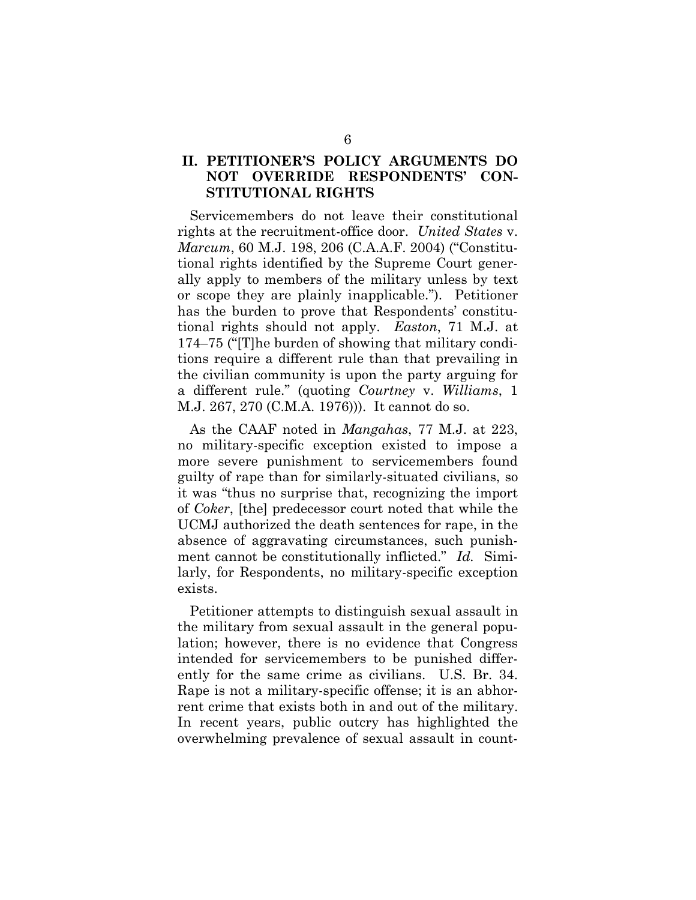## II. PETITIONER'S POLICY ARGUMENTS DO NOT OVERRIDE RESPONDENTS' CONSTITUTIONAL RIGHTS

Servicemembers do not leave their constitutional rights at the recruitment-office door. *United States* v. *Marcum*, 60 M.J. 198, 206 (C.A.A.F. 2004) ("Constitutional rights identified by the Supreme Court generally apply to members of the military unless by text or scope they are plainly inapplicable."). Petitioner has the burden to prove that Respondents' constitutional rights should not apply. *Easton*, 71 M.J. at 174–75 ("[T]he burden of showing that military conditions require a different rule than that prevailing in the civilian community is upon the party arguing for a different rule." (quoting *Courtney* v. *Williams*, 1 M.J. 267, 270 (C.M.A. 1976))). It cannot do so.

As the CAAF noted in *Mangahas*, 77 M.J. at 223, no military-specific exception existed to impose a more severe punishment to servicemembers found guilty of rape than for similarly-situated civilians, so it was "thus no surprise that, recognizing the import of *Coker*, [the] predecessor court noted that while the UCMJ authorized the death sentences for rape, in the absence of aggravating circumstances, such punishment cannot be constitutionally inflicted." *Id.* Similarly, for Respondents, no military-specific exception exists.

Petitioner attempts to distinguish sexual assault in the military from sexual assault in the general population; however, there is no evidence that Congress intended for servicemembers to be punished differently for the same crime as civilians. U.S. Br. 34. Rape is not a military-specific offense; it is an abhorrent crime that exists both in and out of the military. In recent years, public outcry has highlighted the overwhelming prevalence of sexual assault in count-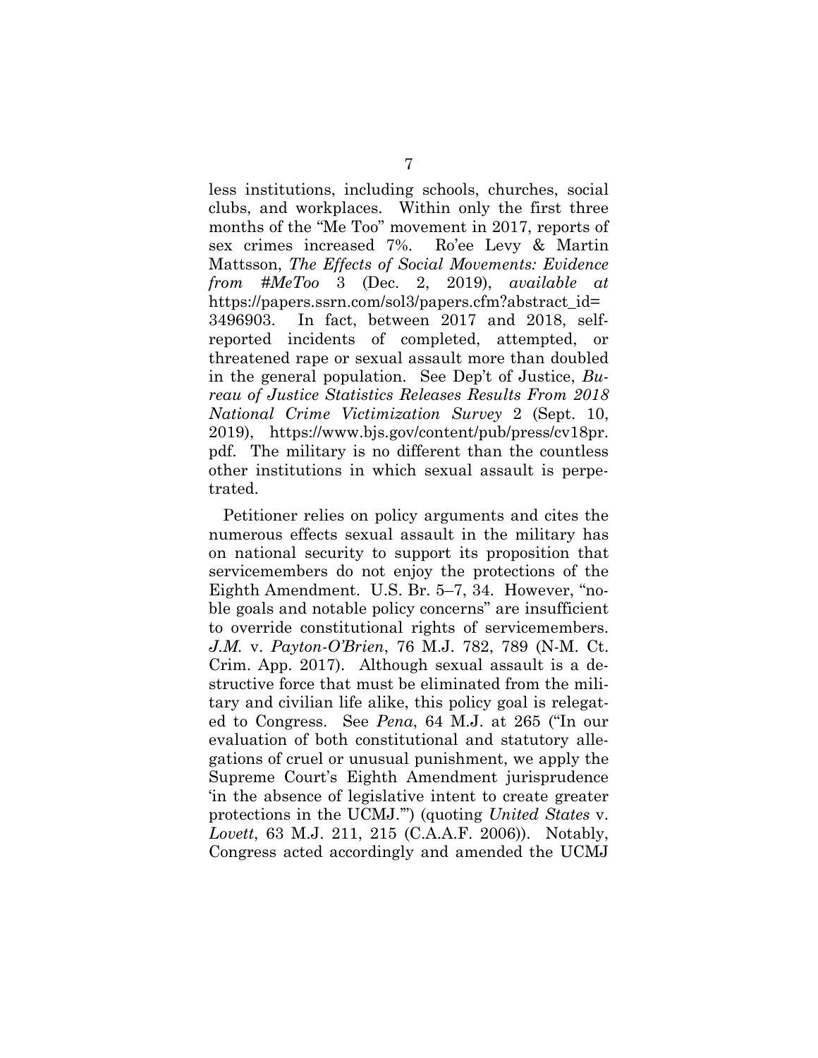less institutions, including schools, churches, social clubs, and workplaces. Within only the first three months of the "Me Too" movement in 2017, reports of sex crimes increased 7%. Ro'ee Levy & Martin Mattsson, *The Effects of Social Movements: Evidence from #MeToo* 3 (Dec. 2, 2019), *available at* https://papers.ssrn.com/sol3/papers.cfm?abstract_id=3496903. In fact, between 2017 and 2018, self-reported incidents of completed, attempted, or threatened rape or sexual assault more than doubled in the general population. See Dep't of Justice, *Bureau of Justice Statistics Releases Results From 2018 National Crime Victimization Survey* 2 (Sept. 10, 2019), https://www.bjs.gov/content/pub/press/cv18pr.pdf. The military is no different than the countless other institutions in which sexual assault is perpetrated.

Petitioner relies on policy arguments and cites the numerous effects sexual assault in the military has on national security to support its proposition that servicemembers do not enjoy the protections of the Eighth Amendment. U.S. Br. 5–7, 34. However, "noble goals and notable policy concerns" are insufficient to override constitutional rights of servicemembers. *J.M.* v. *Payton-O'Brien*, 76 M.J. 782, 789 (N-M. Ct. Crim. App. 2017). Although sexual assault is a destructive force that must be eliminated from the military and civilian life alike, this policy goal is relegated to Congress. See *Pena*, 64 M.J. at 265 ("In our evaluation of both constitutional and statutory allegations of cruel or unusual punishment, we apply the Supreme Court's Eighth Amendment jurisprudence 'in the absence of legislative intent to create greater protections in the UCMJ.'") (quoting *United States* v. *Lovett*, 63 M.J. 211, 215 (C.A.A.F. 2006)). Notably, Congress acted accordingly and amended the UCMJ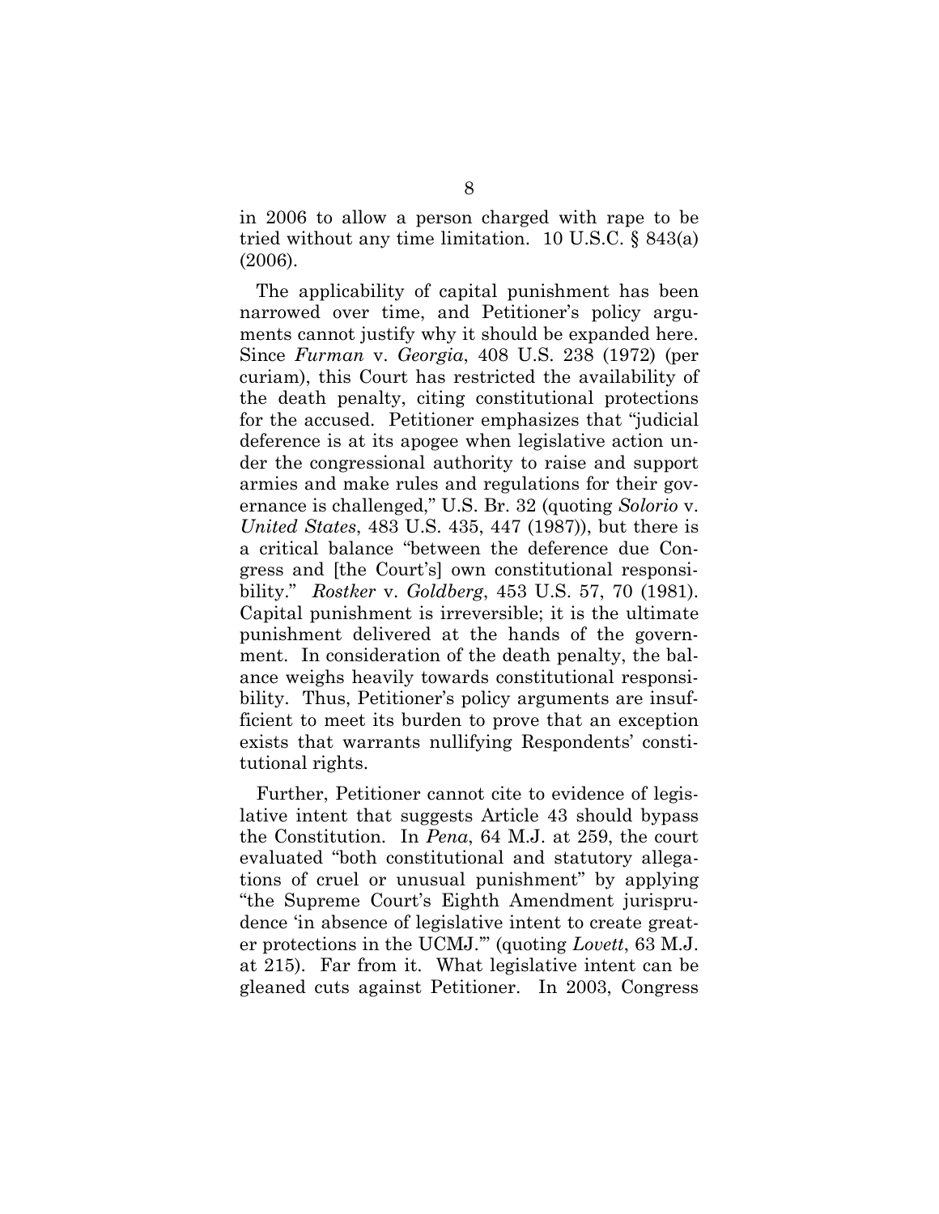in 2006 to allow a person charged with rape to be tried without any time limitation. 10 U.S.C. § 843(a) (2006).

The applicability of capital punishment has been narrowed over time, and Petitioner's policy arguments cannot justify why it should be expanded here. Since *Furman* v. *Georgia*, 408 U.S. 238 (1972) (per curiam), this Court has restricted the availability of the death penalty, citing constitutional protections for the accused. Petitioner emphasizes that "judicial deference is at its apogee when legislative action under the congressional authority to raise and support armies and make rules and regulations for their governance is challenged," U.S. Br. 32 (quoting *Solorio* v. *United States*, 483 U.S. 435, 447 (1987)), but there is a critical balance "between the deference due Congress and [the Court's] own constitutional responsibility." *Rostker* v. *Goldberg*, 453 U.S. 57, 70 (1981). Capital punishment is irreversible; it is the ultimate punishment delivered at the hands of the government. In consideration of the death penalty, the balance weighs heavily towards constitutional responsibility. Thus, Petitioner's policy arguments are insufficient to meet its burden to prove that an exception exists that warrants nullifying Respondents' constitutional rights.

Further, Petitioner cannot cite to evidence of legislative intent that suggests Article 43 should bypass the Constitution. In *Pena*, 64 M.J. at 259, the court evaluated "both constitutional and statutory allegations of cruel or unusual punishment" by applying "the Supreme Court's Eighth Amendment jurisprudence 'in absence of legislative intent to create greater protections in the UCMJ.'" (quoting *Lovett*, 63 M.J. at 215). Far from it. What legislative intent can be gleaned cuts against Petitioner. In 2003, Congress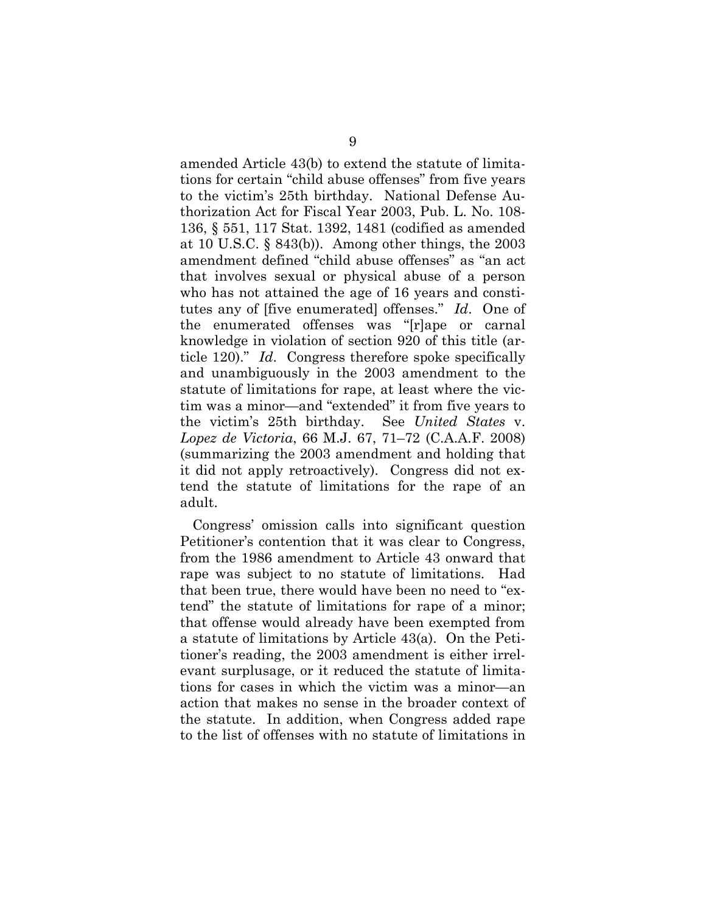amended Article 43(b) to extend the statute of limitations for certain "child abuse offenses" from five years to the victim's 25th birthday. National Defense Authorization Act for Fiscal Year 2003, Pub. L. No. 108-136, § 551, 117 Stat. 1392, 1481 (codified as amended at 10 U.S.C. § 843(b)). Among other things, the 2003 amendment defined "child abuse offenses" as "an act that involves sexual or physical abuse of a person who has not attained the age of 16 years and constitutes any of [five enumerated] offenses." *Id*. One of the enumerated offenses was "[r]ape or carnal knowledge in violation of section 920 of this title (article 120)." *Id*. Congress therefore spoke specifically and unambiguously in the 2003 amendment to the statute of limitations for rape, at least where the victim was a minor—and "extended" it from five years to the victim's 25th birthday. See *United States* v. *Lopez de Victoria*, 66 M.J. 67, 71–72 (C.A.A.F. 2008) (summarizing the 2003 amendment and holding that it did not apply retroactively). Congress did not extend the statute of limitations for the rape of an adult.

Congress' omission calls into significant question Petitioner's contention that it was clear to Congress, from the 1986 amendment to Article 43 onward that rape was subject to no statute of limitations. Had that been true, there would have been no need to "extend" the statute of limitations for rape of a minor; that offense would already have been exempted from a statute of limitations by Article 43(a). On the Petitioner's reading, the 2003 amendment is either irrelevant surplusage, or it reduced the statute of limitations for cases in which the victim was a minor—an action that makes no sense in the broader context of the statute. In addition, when Congress added rape to the list of offenses with no statute of limitations in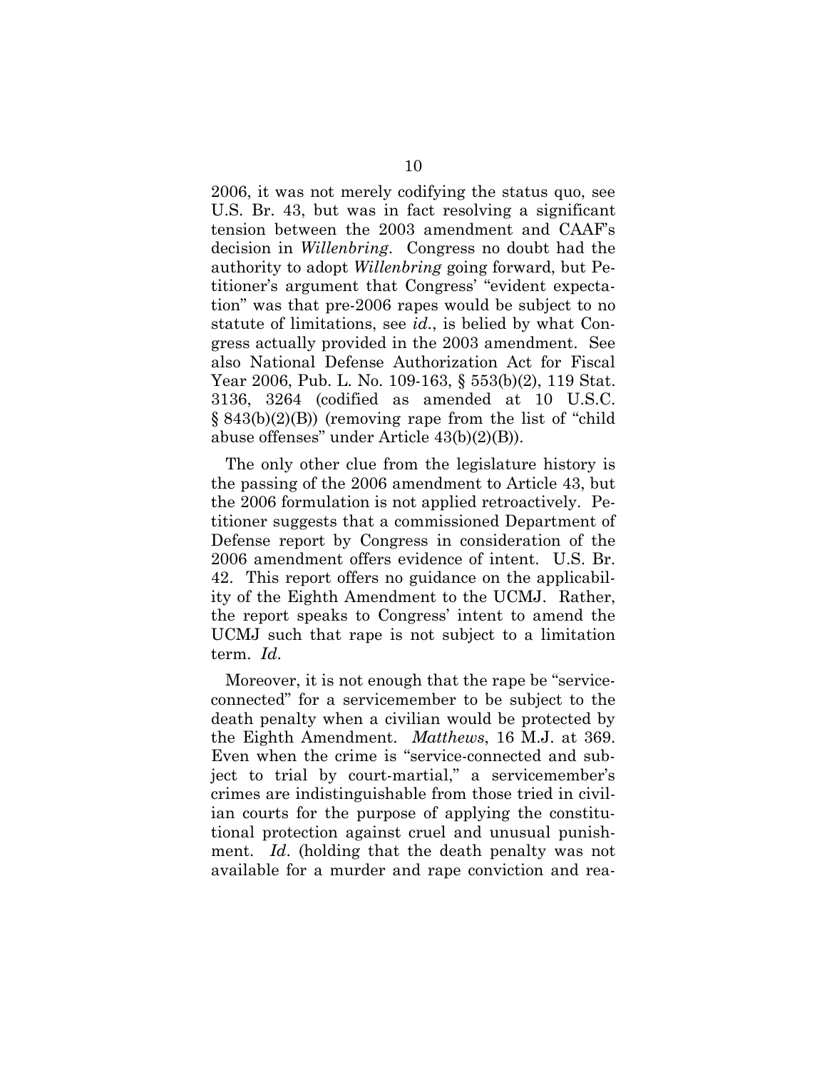2006, it was not merely codifying the status quo, see U.S. Br. 43, but was in fact resolving a significant tension between the 2003 amendment and CAAF's decision in *Willenbring*. Congress no doubt had the authority to adopt *Willenbring* going forward, but Petitioner's argument that Congress' "evident expectation" was that pre-2006 rapes would be subject to no statute of limitations, see *id.*, is belied by what Congress actually provided in the 2003 amendment. See also National Defense Authorization Act for Fiscal Year 2006, Pub. L. No. 109-163, § 553(b)(2), 119 Stat. 3136, 3264 (codified as amended at 10 U.S.C. § 843(b)(2)(B)) (removing rape from the list of "child abuse offenses" under Article 43(b)(2)(B)).

The only other clue from the legislature history is the passing of the 2006 amendment to Article 43, but the 2006 formulation is not applied retroactively. Petitioner suggests that a commissioned Department of Defense report by Congress in consideration of the 2006 amendment offers evidence of intent. U.S. Br. 42. This report offers no guidance on the applicability of the Eighth Amendment to the UCMJ. Rather, the report speaks to Congress' intent to amend the UCMJ such that rape is not subject to a limitation term. *Id*.

Moreover, it is not enough that the rape be "service-connected" for a servicemember to be subject to the death penalty when a civilian would be protected by the Eighth Amendment. *Matthews*, 16 M.J. at 369. Even when the crime is "service-connected and subject to trial by court-martial," a servicemember's crimes are indistinguishable from those tried in civilian courts for the purpose of applying the constitutional protection against cruel and unusual punishment. *Id*. (holding that the death penalty was not available for a murder and rape conviction and rea-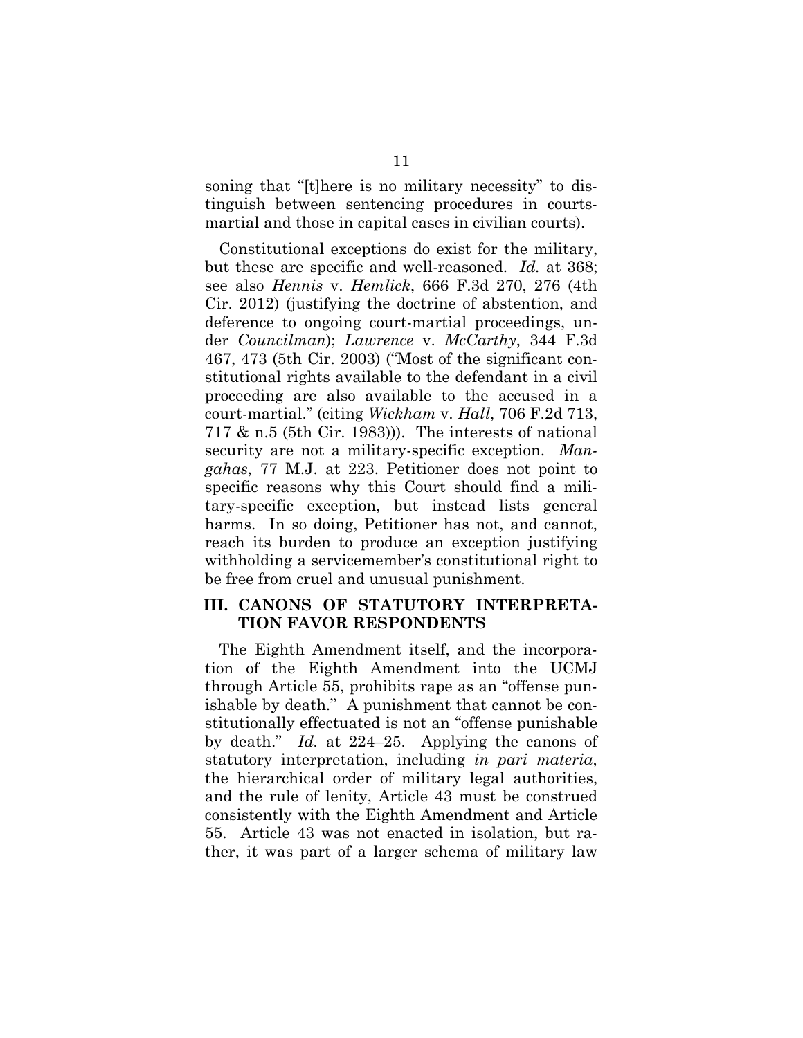soning that "[t]here is no military necessity" to distinguish between sentencing procedures in courts-martial and those in capital cases in civilian courts).

Constitutional exceptions do exist for the military, but these are specific and well-reasoned. *Id.* at 368; see also *Hennis* v. *Hemlick*, 666 F.3d 270, 276 (4th Cir. 2012) (justifying the doctrine of abstention, and deference to ongoing court-martial proceedings, under *Councilman*); *Lawrence* v. *McCarthy*, 344 F.3d 467, 473 (5th Cir. 2003) ("Most of the significant constitutional rights available to the defendant in a civil proceeding are also available to the accused in a court-martial." (citing *Wickham* v. *Hall*, 706 F.2d 713, 717 & n.5 (5th Cir. 1983))). The interests of national security are not a military-specific exception. *Mangahas*, 77 M.J. at 223. Petitioner does not point to specific reasons why this Court should find a military-specific exception, but instead lists general harms. In so doing, Petitioner has not, and cannot, reach its burden to produce an exception justifying withholding a servicemember's constitutional right to be free from cruel and unusual punishment.

## III. CANONS OF STATUTORY INTERPRETATION FAVOR RESPONDENTS

The Eighth Amendment itself, and the incorporation of the Eighth Amendment into the UCMJ through Article 55, prohibits rape as an "offense punishable by death." A punishment that cannot be constitutionally effectuated is not an "offense punishable by death." *Id.* at 224–25. Applying the canons of statutory interpretation, including *in pari materia*, the hierarchical order of military legal authorities, and the rule of lenity, Article 43 must be construed consistently with the Eighth Amendment and Article 55. Article 43 was not enacted in isolation, but rather, it was part of a larger schema of military law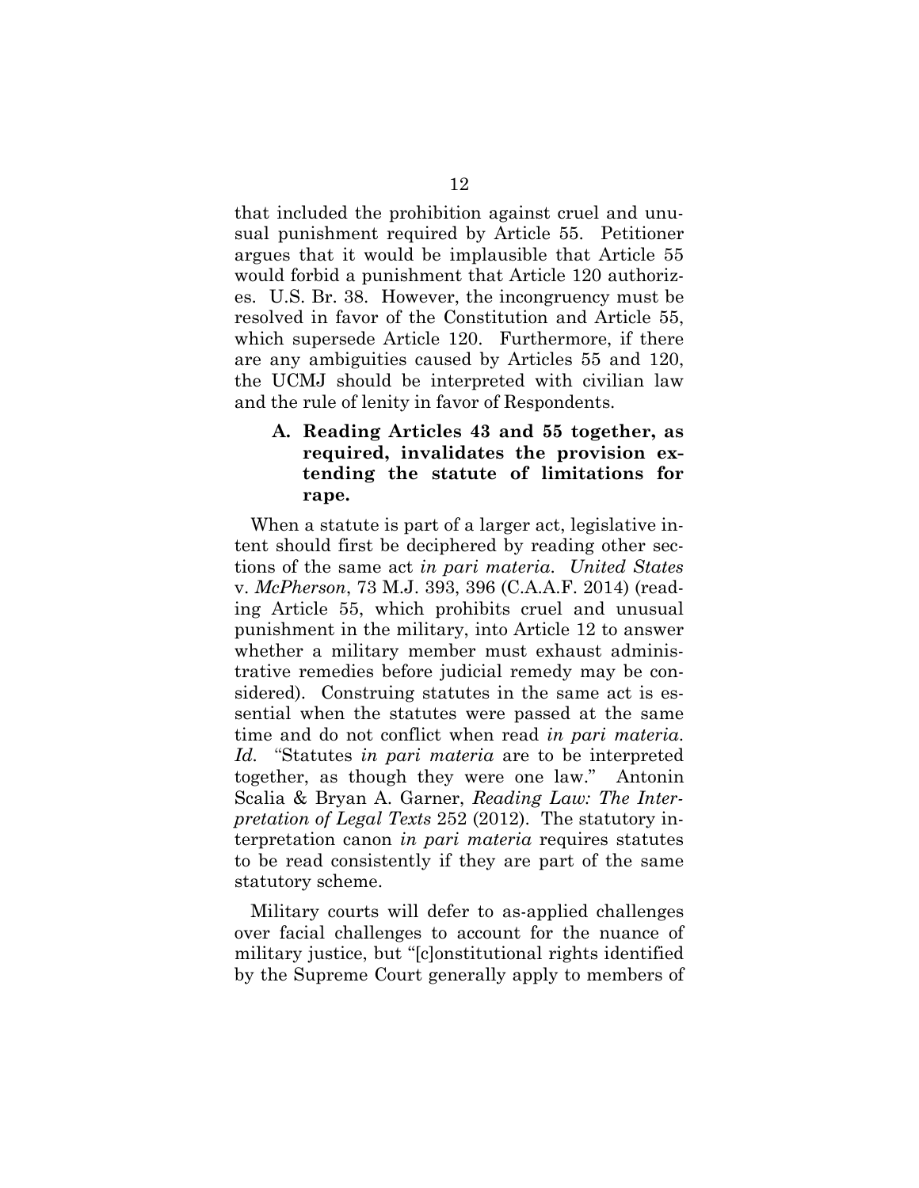that included the prohibition against cruel and unusual punishment required by Article 55. Petitioner argues that it would be implausible that Article 55 would forbid a punishment that Article 120 authorizes. U.S. Br. 38. However, the incongruency must be resolved in favor of the Constitution and Article 55, which supersede Article 120. Furthermore, if there are any ambiguities caused by Articles 55 and 120, the UCMJ should be interpreted with civilian law and the rule of lenity in favor of Respondents.

### A. Reading Articles 43 and 55 together, as required, invalidates the provision extending the statute of limitations for rape.

When a statute is part of a larger act, legislative intent should first be deciphered by reading other sections of the same act *in pari materia*. *United States* v. *McPherson*, 73 M.J. 393, 396 (C.A.A.F. 2014) (reading Article 55, which prohibits cruel and unusual punishment in the military, into Article 12 to answer whether a military member must exhaust administrative remedies before judicial remedy may be considered). Construing statutes in the same act is essential when the statutes were passed at the same time and do not conflict when read *in pari materia*. *Id.* "Statutes *in pari materia* are to be interpreted together, as though they were one law." Antonin Scalia & Bryan A. Garner, *Reading Law: The Interpretation of Legal Texts* 252 (2012). The statutory interpretation canon *in pari materia* requires statutes to be read consistently if they are part of the same statutory scheme.

Military courts will defer to as-applied challenges over facial challenges to account for the nuance of military justice, but "[c]onstitutional rights identified by the Supreme Court generally apply to members of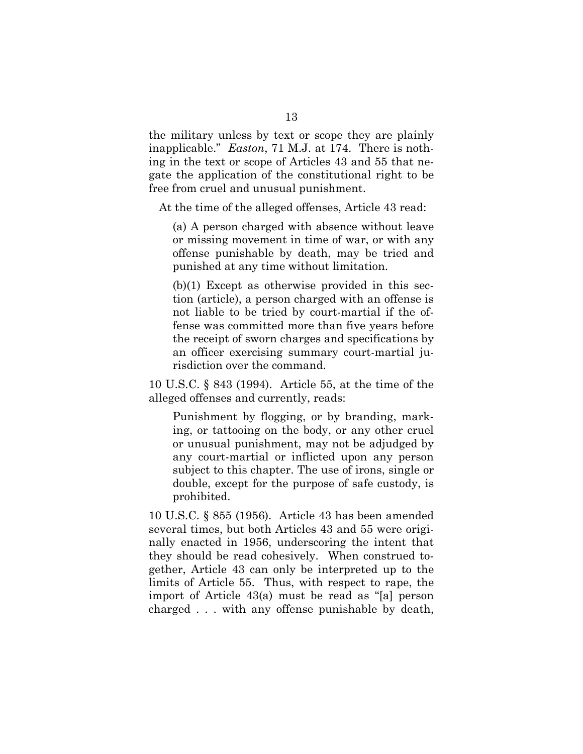the military unless by text or scope they are plainly inapplicable." *Easton*, 71 M.J. at 174. There is nothing in the text or scope of Articles 43 and 55 that negate the application of the constitutional right to be free from cruel and unusual punishment.

At the time of the alleged offenses, Article 43 read:

> (a) A person charged with absence without leave or missing movement in time of war, or with any offense punishable by death, may be tried and punished at any time without limitation.
>
> (b)(1) Except as otherwise provided in this section (article), a person charged with an offense is not liable to be tried by court-martial if the offense was committed more than five years before the receipt of sworn charges and specifications by an officer exercising summary court-martial jurisdiction over the command.

10 U.S.C. § 843 (1994). Article 55, at the time of the alleged offenses and currently, reads:

> Punishment by flogging, or by branding, marking, or tattooing on the body, or any other cruel or unusual punishment, may not be adjudged by any court-martial or inflicted upon any person subject to this chapter. The use of irons, single or double, except for the purpose of safe custody, is prohibited.

10 U.S.C. § 855 (1956). Article 43 has been amended several times, but both Articles 43 and 55 were originally enacted in 1956, underscoring the intent that they should be read cohesively. When construed together, Article 43 can only be interpreted up to the limits of Article 55. Thus, with respect to rape, the import of Article 43(a) must be read as "[a] person charged . . . with any offense punishable by death,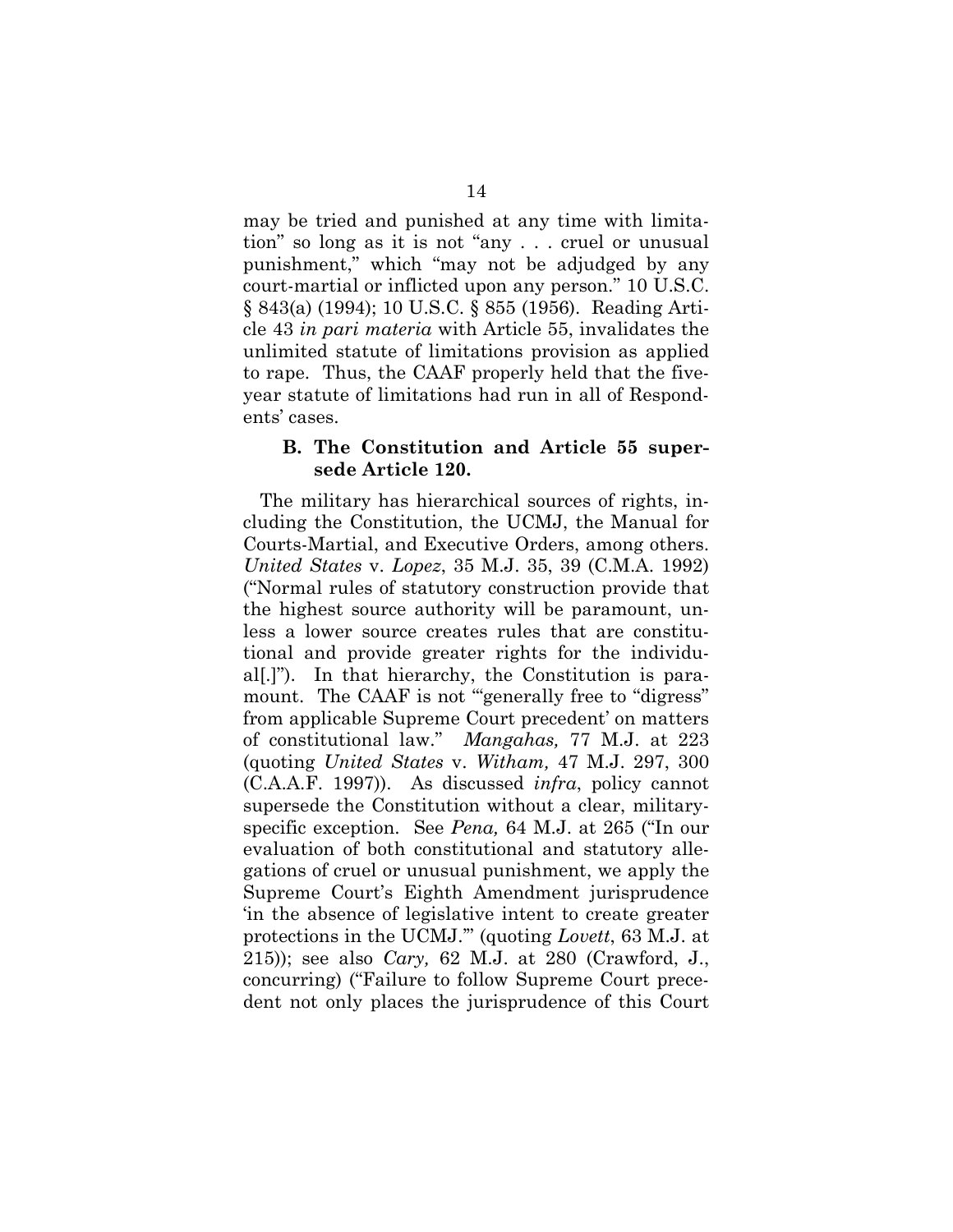may be tried and punished at any time with limitation" so long as it is not "any . . . cruel or unusual punishment," which "may not be adjudged by any court-martial or inflicted upon any person." 10 U.S.C. § 843(a) (1994); 10 U.S.C. § 855 (1956). Reading Article 43 *in pari materia* with Article 55, invalidates the unlimited statute of limitations provision as applied to rape. Thus, the CAAF properly held that the five-year statute of limitations had run in all of Respondents' cases.

### B. The Constitution and Article 55 supersede Article 120.

The military has hierarchical sources of rights, including the Constitution, the UCMJ, the Manual for Courts-Martial, and Executive Orders, among others. *United States* v. *Lopez*, 35 M.J. 35, 39 (C.M.A. 1992) ("Normal rules of statutory construction provide that the highest source authority will be paramount, unless a lower source creates rules that are constitutional and provide greater rights for the individual[.]"). In that hierarchy, the Constitution is paramount. The CAAF is not "'generally free to "digress" from applicable Supreme Court precedent' on matters of constitutional law." *Mangahas,* 77 M.J. at 223 (quoting *United States* v. *Witham,* 47 M.J. 297, 300 (C.A.A.F. 1997)). As discussed *infra*, policy cannot supersede the Constitution without a clear, military-specific exception. See *Pena,* 64 M.J. at 265 ("In our evaluation of both constitutional and statutory allegations of cruel or unusual punishment, we apply the Supreme Court's Eighth Amendment jurisprudence 'in the absence of legislative intent to create greater protections in the UCMJ.'" (quoting *Lovett*, 63 M.J. at 215)); see also *Cary,* 62 M.J. at 280 (Crawford, J., concurring) ("Failure to follow Supreme Court precedent not only places the jurisprudence of this Court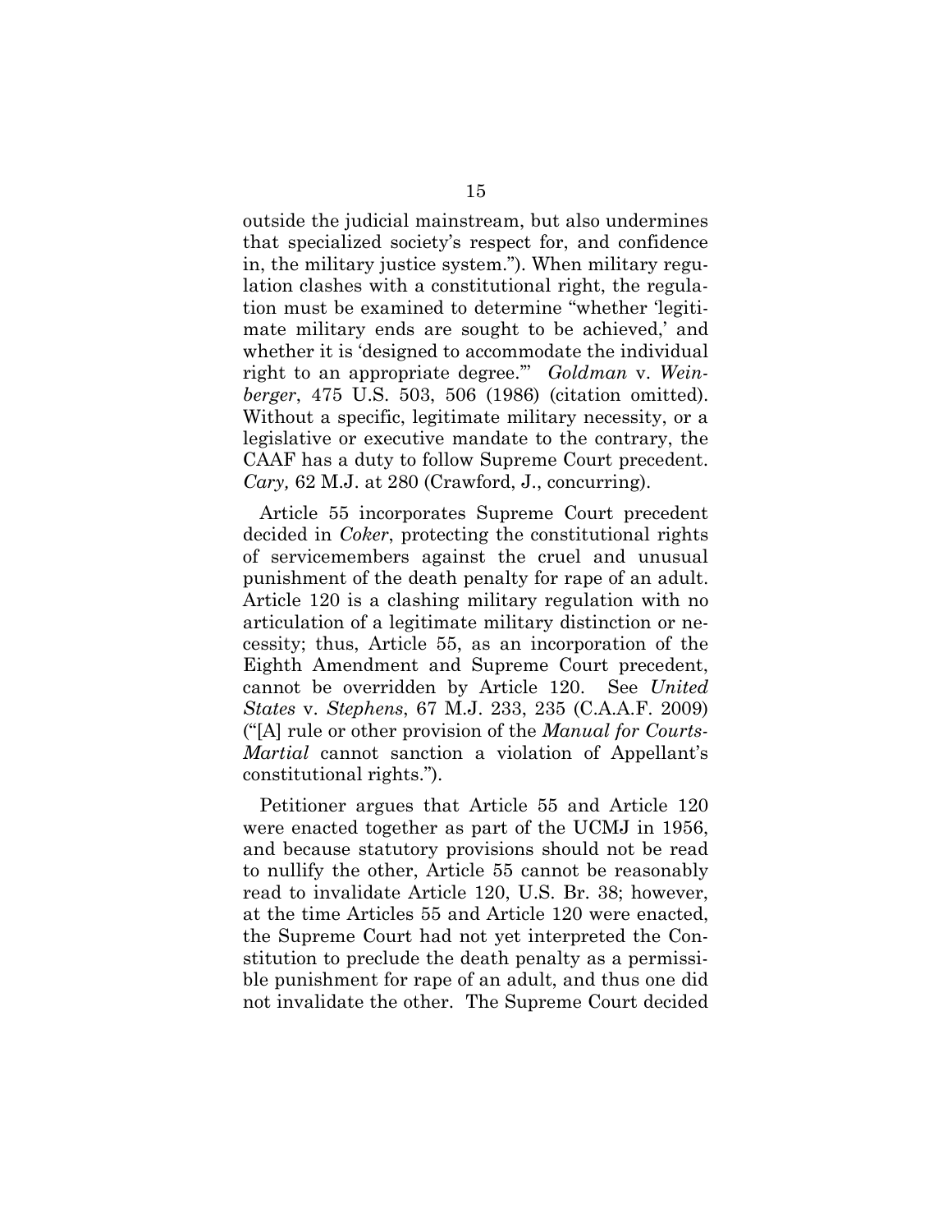outside the judicial mainstream, but also undermines that specialized society's respect for, and confidence in, the military justice system."). When military regulation clashes with a constitutional right, the regulation must be examined to determine "whether 'legitimate military ends are sought to be achieved,' and whether it is 'designed to accommodate the individual right to an appropriate degree.'" *Goldman* v. *Weinberger*, 475 U.S. 503, 506 (1986) (citation omitted). Without a specific, legitimate military necessity, or a legislative or executive mandate to the contrary, the CAAF has a duty to follow Supreme Court precedent. *Cary,* 62 M.J. at 280 (Crawford, J., concurring).

Article 55 incorporates Supreme Court precedent decided in *Coker*, protecting the constitutional rights of servicemembers against the cruel and unusual punishment of the death penalty for rape of an adult. Article 120 is a clashing military regulation with no articulation of a legitimate military distinction or necessity; thus, Article 55, as an incorporation of the Eighth Amendment and Supreme Court precedent, cannot be overridden by Article 120. See *United States* v. *Stephens*, 67 M.J. 233, 235 (C.A.A.F. 2009) ("[A] rule or other provision of the *Manual for Courts-Martial* cannot sanction a violation of Appellant's constitutional rights.").

Petitioner argues that Article 55 and Article 120 were enacted together as part of the UCMJ in 1956, and because statutory provisions should not be read to nullify the other, Article 55 cannot be reasonably read to invalidate Article 120, U.S. Br. 38; however, at the time Articles 55 and Article 120 were enacted, the Supreme Court had not yet interpreted the Constitution to preclude the death penalty as a permissible punishment for rape of an adult, and thus one did not invalidate the other. The Supreme Court decided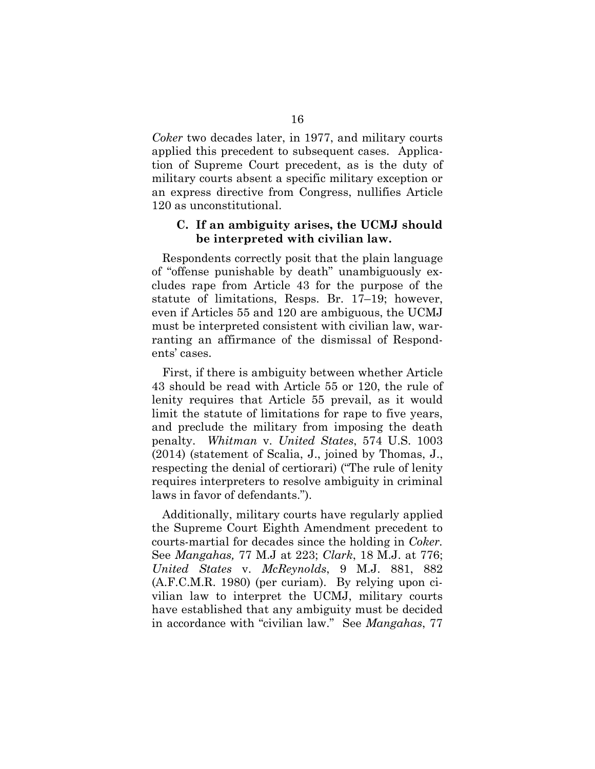*Coker* two decades later, in 1977, and military courts applied this precedent to subsequent cases. Application of Supreme Court precedent, as is the duty of military courts absent a specific military exception or an express directive from Congress, nullifies Article 120 as unconstitutional.

### C. If an ambiguity arises, the UCMJ should be interpreted with civilian law.

Respondents correctly posit that the plain language of "offense punishable by death" unambiguously excludes rape from Article 43 for the purpose of the statute of limitations, Resps. Br. 17–19; however, even if Articles 55 and 120 are ambiguous, the UCMJ must be interpreted consistent with civilian law, warranting an affirmance of the dismissal of Respondents' cases.

First, if there is ambiguity between whether Article 43 should be read with Article 55 or 120, the rule of lenity requires that Article 55 prevail, as it would limit the statute of limitations for rape to five years, and preclude the military from imposing the death penalty. *Whitman* v. *United States*, 574 U.S. 1003 (2014) (statement of Scalia, J., joined by Thomas, J., respecting the denial of certiorari) ("The rule of lenity requires interpreters to resolve ambiguity in criminal laws in favor of defendants.").

Additionally, military courts have regularly applied the Supreme Court Eighth Amendment precedent to courts-martial for decades since the holding in *Coker*. See *Mangahas,* 77 M.J at 223; *Clark*, 18 M.J. at 776; *United States* v. *McReynolds*, 9 M.J. 881, 882 (A.F.C.M.R. 1980) (per curiam). By relying upon civilian law to interpret the UCMJ, military courts have established that any ambiguity must be decided in accordance with "civilian law." See *Mangahas*, 77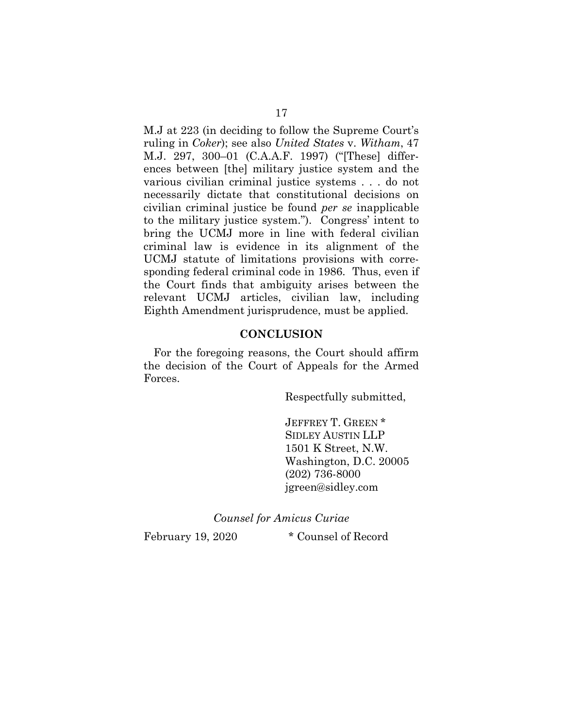M.J at 223 (in deciding to follow the Supreme Court's ruling in *Coker*); see also *United States* v. *Witham*, 47 M.J. 297, 300–01 (C.A.A.F. 1997) ("[These] differences between [the] military justice system and the various civilian criminal justice systems . . . do not necessarily dictate that constitutional decisions on civilian criminal justice be found *per se* inapplicable to the military justice system."). Congress' intent to bring the UCMJ more in line with federal civilian criminal law is evidence in its alignment of the UCMJ statute of limitations provisions with corresponding federal criminal code in 1986. Thus, even if the Court finds that ambiguity arises between the relevant UCMJ articles, civilian law, including Eighth Amendment jurisprudence, must be applied.

## CONCLUSION

For the foregoing reasons, the Court should affirm the decision of the Court of Appeals for the Armed Forces.

Respectfully submitted,

JEFFREY T. GREEN *
SIDLEY AUSTIN LLP
1501 K Street, N.W.
Washington, D.C. 20005
(202) 736-8000
jgreen@sidley.com

*Counsel for Amicus Curiae*

February 19, 2020

* Counsel of Record